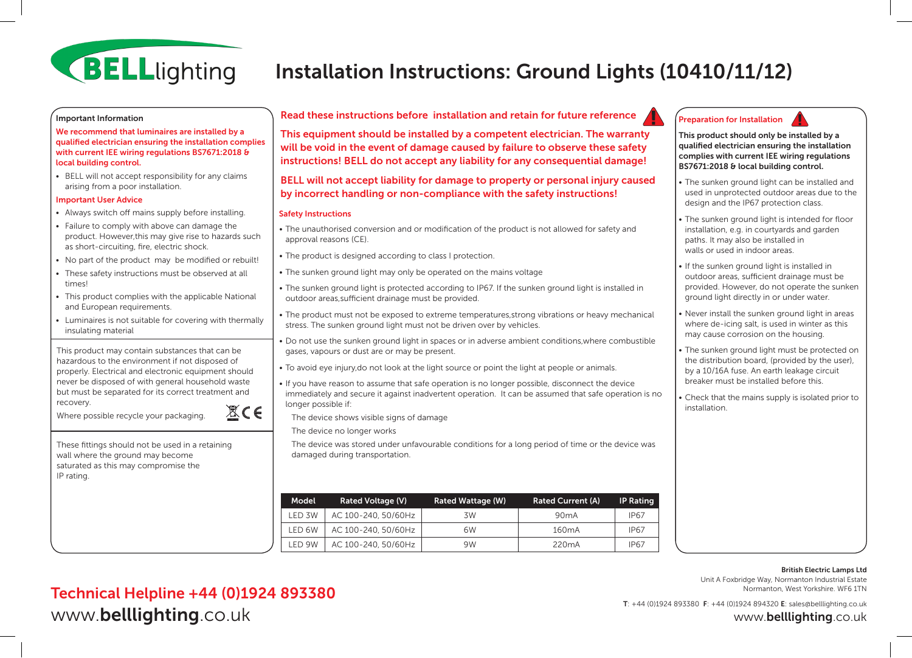# Installation Instructions: Ground Lights (10410/11/12)

BELL lighting

### Important Information

**We recommend that luminaires are installed by a qualified electrician ensuring the installation complies with current IEE wiring regulations BS7671:2018 & local building control.**

- BELL will not accept responsibility for any claims arising from a poor installation.

#### Important User Advice

- Always switch off mains supply before installing.
- Failure to comply with above can damage the product. However,this may give rise to hazards such as short-circuiting, fire, electric shock.
- No part of the product may be modified or rebuilt!
- These safety instructions must be observed at all times!
- This product complies with the applicable National and European requirements.
- Luminaires is not suitable for covering with thermally insulating material

This product may contain substances that can be hazardous to the environment if not disposed of properly. Electrical and electronic equipment should never be disposed of with general household waste but must be separated for its correct treatment and recovery.

Where possible recycle your packaging.

These fittings should not be used in a retaining wall where the ground may become saturated as this may compromise the IP rating.

### Read these instructions before installation and retain for future reference

**This equipment should be installed by a competent electrician. The warranty will be void in the event of damage caused by failure to observe these safety instructions! BELL do not accept any liability for any consequential damage!**

**BELL will not accept liability for damage to property or personal injury caused by incorrect handling or non-compliance with the safety instructions!**

#### Safety Instructions

- The unauthorised conversion and or modification of the product is not allowed for safety and approval reasons (CE).
- The product is designed according to class I protection.
- The sunken ground light may only be operated on the mains voltage
- The sunken ground light is protected according to IP67. If the sunken ground light is installed in outdoor areas,sufficient drainage must be provided.
- The product must not be exposed to extreme temperatures,strong vibrations or heavy mechanical stress. The sunken ground light must not be driven over by vehicles.
- Do not use the sunken ground light in spaces or in adverse ambient conditions,where combustible gases, vapours or dust are or may be present.
- To avoid eye injury,do not look at the light source or point the light at people or animals.
- If you have reason to assume that safe operation is no longer possible, disconnect the device immediately and secure it against inadvertent operation. It can be assumed that safe operation is no longer possible if:

  The device shows visible signs of damage

  The device no longer works

  The device was stored under unfavourable conditions for a long period of time or the device was damaged during transportation.

| Model | Rated Voltage (V) | Rated Wattage (W) | Rated Current (A) | IP Rating |
|---|---|---|---|---|
| LED 3W | AC 100-240, 50/60Hz | 3W | 90mA | IP67 |
| LED 6W | AC 100-240, 50/60Hz | 6W | 160mA | IP67 |
| LED 9W | AC 100-240, 50/60Hz | 9W | 220mA | IP67 |

### Preparation for Installation

**This product should only be installed by a qualified electrician ensuring the installation complies with current IEE wiring regulations BS7671:2018 & local building control.**

- The sunken ground light can be installed and used in unprotected outdoor areas due to the design and the IP67 protection class.
- The sunken ground light is intended for floor installation, e.g. in courtyards and garden paths. It may also be installed in walls or used in indoor areas.
- If the sunken ground light is installed in outdoor areas, sufficient drainage must be provided. However, do not operate the sunken ground light directly in or under water.
- Never install the sunken ground light in areas where de-icing salt, is used in winter as this may cause corrosion on the housing.
- The sunken ground light must be protected on the distribution board, (provided by the user), by a 10/16A fuse. An earth leakage circuit breaker must be installed before this.
- Check that the mains supply is isolated prior to installation.

## Technical Helpline +44 (0)1924 893380

www.belllighting.co.uk

**British Electric Lamps Ltd**
Unit A Foxbridge Way, Normanton Industrial Estate
Normanton, West Yorkshire. WF6 1TN

**T**: +44 (0)1924 893380 **F**: +44 (0)1924 894320 **E**: sales@belllighting.co.uk

www.belllighting.co.uk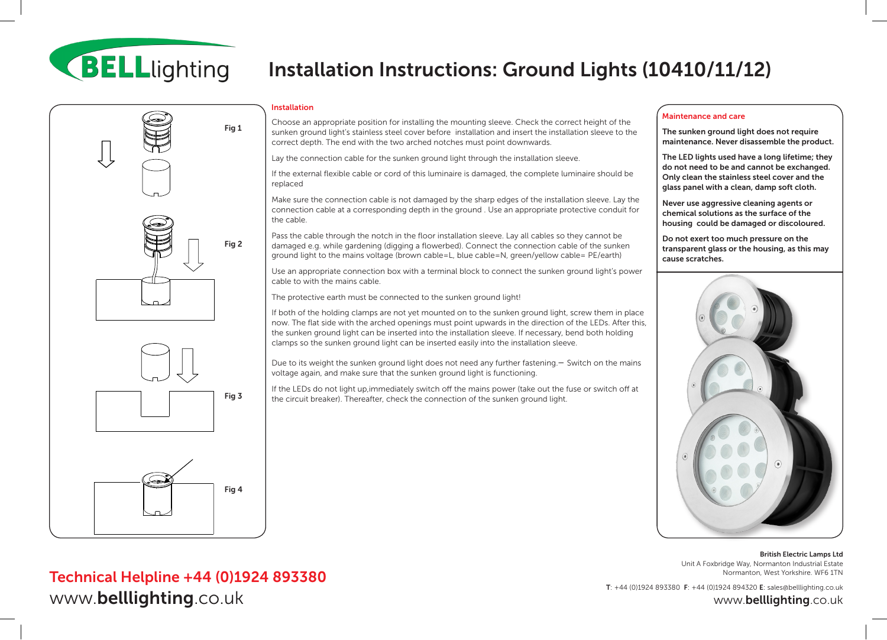# Installation Instructions: Ground Lights (10410/11/12)

Fig 1

Fig 2

Fig 3

Fig 4

## Installation

Choose an appropriate position for installing the mounting sleeve. Check the correct height of the sunken ground light's stainless steel cover before installation and insert the installation sleeve to the correct depth. The end with the two arched notches must point downwards.

Lay the connection cable for the sunken ground light through the installation sleeve.

If the external flexible cable or cord of this luminaire is damaged, the complete luminaire should be replaced

Make sure the connection cable is not damaged by the sharp edges of the installation sleeve. Lay the connection cable at a corresponding depth in the ground . Use an appropriate protective conduit for the cable.

Pass the cable through the notch in the floor installation sleeve. Lay all cables so they cannot be damaged e.g. while gardening (digging a flowerbed). Connect the connection cable of the sunken ground light to the mains voltage (brown cable=L, blue cable=N, green/yellow cable= PE/earth)

Use an appropriate connection box with a terminal block to connect the sunken ground light's power cable to with the mains cable.

The protective earth must be connected to the sunken ground light!

If both of the holding clamps are not yet mounted on to the sunken ground light, screw them in place now. The flat side with the arched openings must point upwards in the direction of the LEDs. After this, the sunken ground light can be inserted into the installation sleeve. If necessary, bend both holding clamps so the sunken ground light can be inserted easily into the installation sleeve.

Due to its weight the sunken ground light does not need any further fastening.— Switch on the mains voltage again, and make sure that the sunken ground light is functioning.

If the LEDs do not light up,immediately switch off the mains power (take out the fuse or switch off at the circuit breaker). Thereafter, check the connection of the sunken ground light.

## Maintenance and care

**The sunken ground light does not require maintenance. Never disassemble the product.**

**The LED lights used have a long lifetime; they do not need to be and cannot be exchanged. Only clean the stainless steel cover and the glass panel with a clean, damp soft cloth.**

**Never use aggressive cleaning agents or chemical solutions as the surface of the housing could be damaged or discoloured.**

**Do not exert too much pressure on the transparent glass or the housing, as this may cause scratches.**

Technical Helpline +44 (0)1924 893380
www.**belllighting**.co.uk

**British Electric Lamps Ltd**
Unit A Foxbridge Way, Normanton Industrial Estate
Normanton, West Yorkshire. WF6 1TN

**T**: +44 (0)1924 893380 **F**: +44 (0)1924 894320 **E**: sales@belllighting.co.uk
www.**belllighting**.co.uk